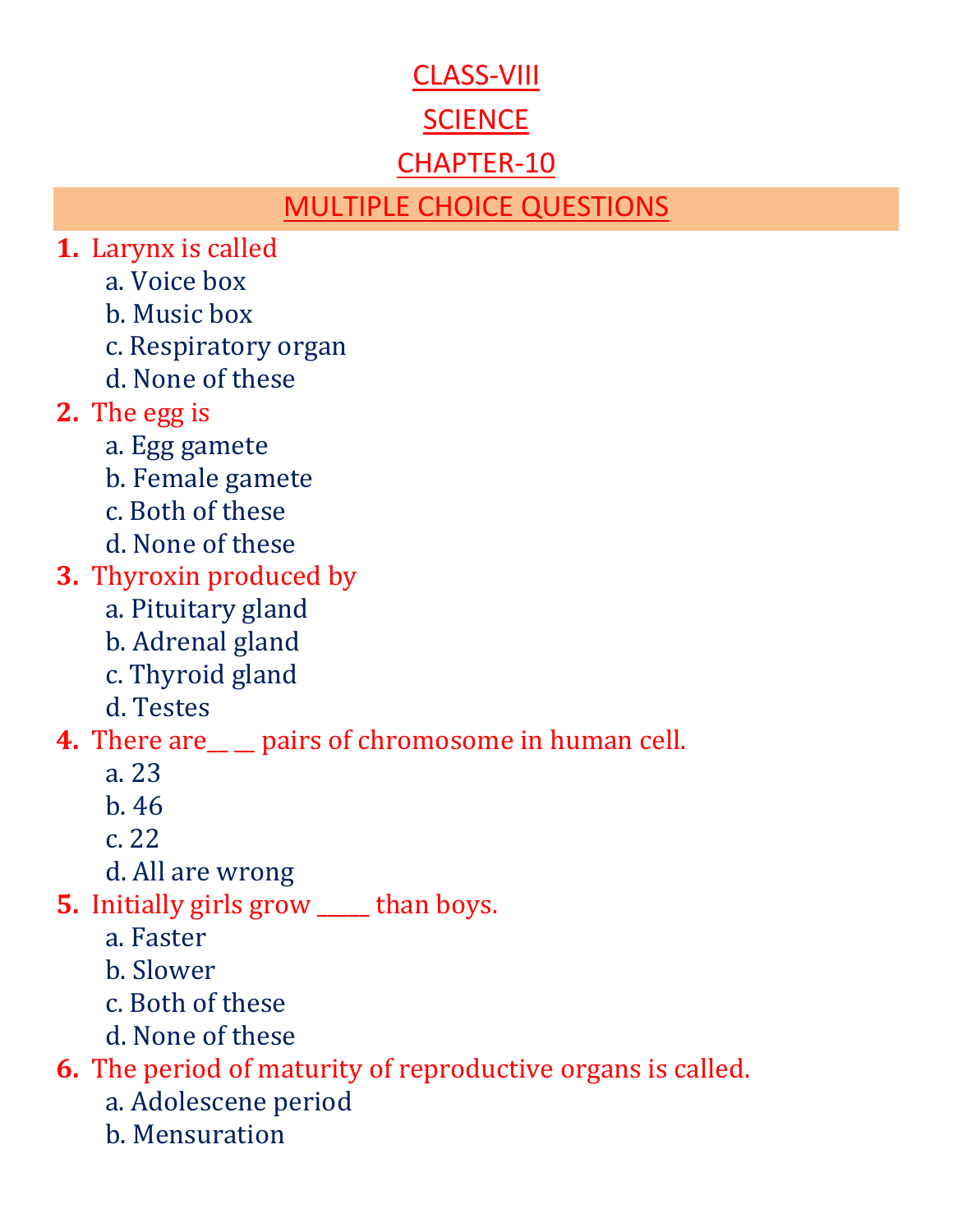# CLASS-VIII

# SCIENCE

# CHAPTER-10

## MULTIPLE CHOICE QUESTIONS

1. Larynx is called
   a. Voice box
   b. Music box
   c. Respiratory organ
   d. None of these
2. The egg is
   a. Egg gamete
   b. Female gamete
   c. Both of these
   d. None of these
3. Thyroxin produced by
   a. Pituitary gland
   b. Adrenal gland
   c. Thyroid gland
   d. Testes
4. There are__ __ pairs of chromosome in human cell.
   a. 23
   b. 46
   c. 22
   d. All are wrong
5. Initially girls grow _____ than boys.
   a. Faster
   b. Slower
   c. Both of these
   d. None of these
6. The period of maturity of reproductive organs is called.
   a. Adolescene period
   b. Mensuration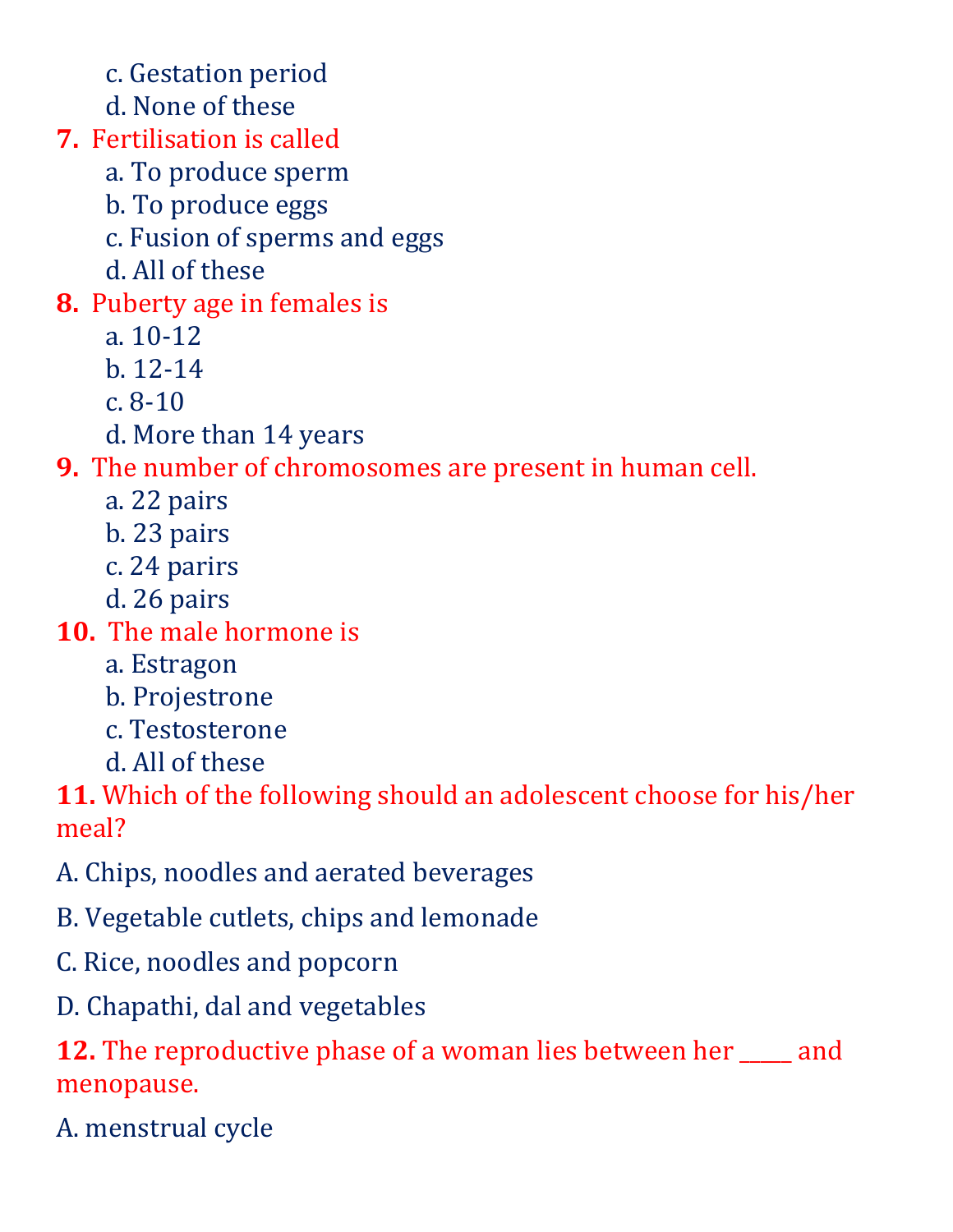c. Gestation period
d. None of these

**7.** Fertilisation is called
a. To produce sperm
b. To produce eggs
c. Fusion of sperms and eggs
d. All of these

**8.** Puberty age in females is
a. 10-12
b. 12-14
c. 8-10
d. More than 14 years

**9.** The number of chromosomes are present in human cell.
a. 22 pairs
b. 23 pairs
c. 24 parirs
d. 26 pairs

**10.** The male hormone is
a. Estragon
b. Projestrone
c. Testosterone
d. All of these

**11.** Which of the following should an adolescent choose for his/her meal?

A. Chips, noodles and aerated beverages

B. Vegetable cutlets, chips and lemonade

C. Rice, noodles and popcorn

D. Chapathi, dal and vegetables

**12.** The reproductive phase of a woman lies between her _____ and menopause.

A. menstrual cycle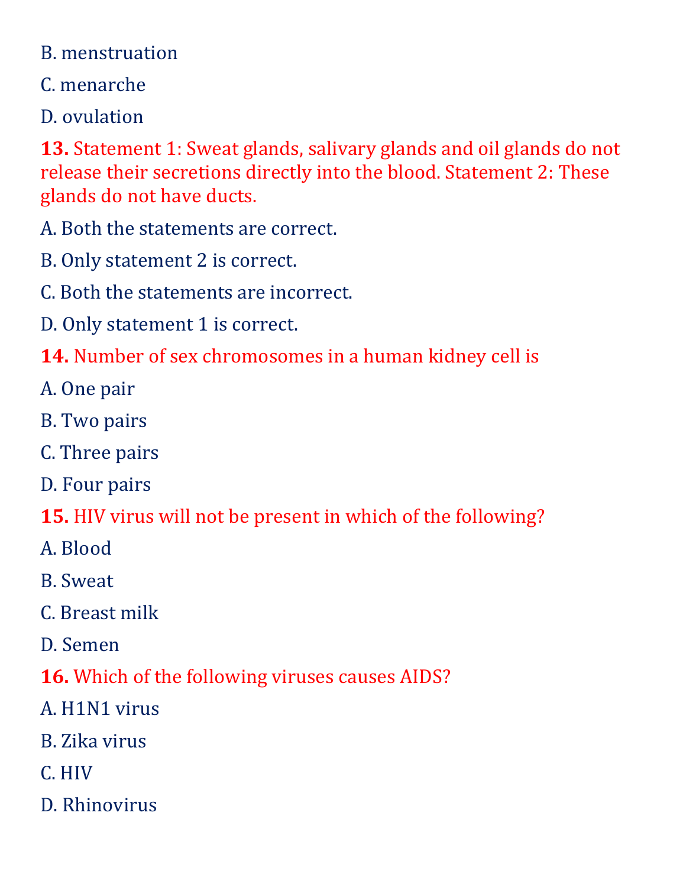B. menstruation

C. menarche

D. ovulation

**13.** Statement 1: Sweat glands, salivary glands and oil glands do not release their secretions directly into the blood. Statement 2: These glands do not have ducts.

A. Both the statements are correct.

B. Only statement 2 is correct.

C. Both the statements are incorrect.

D. Only statement 1 is correct.

**14.** Number of sex chromosomes in a human kidney cell is

A. One pair

B. Two pairs

C. Three pairs

D. Four pairs

**15.** HIV virus will not be present in which of the following?

A. Blood

B. Sweat

C. Breast milk

D. Semen

**16.** Which of the following viruses causes AIDS?

A. H1N1 virus

B. Zika virus

C. HIV

D. Rhinovirus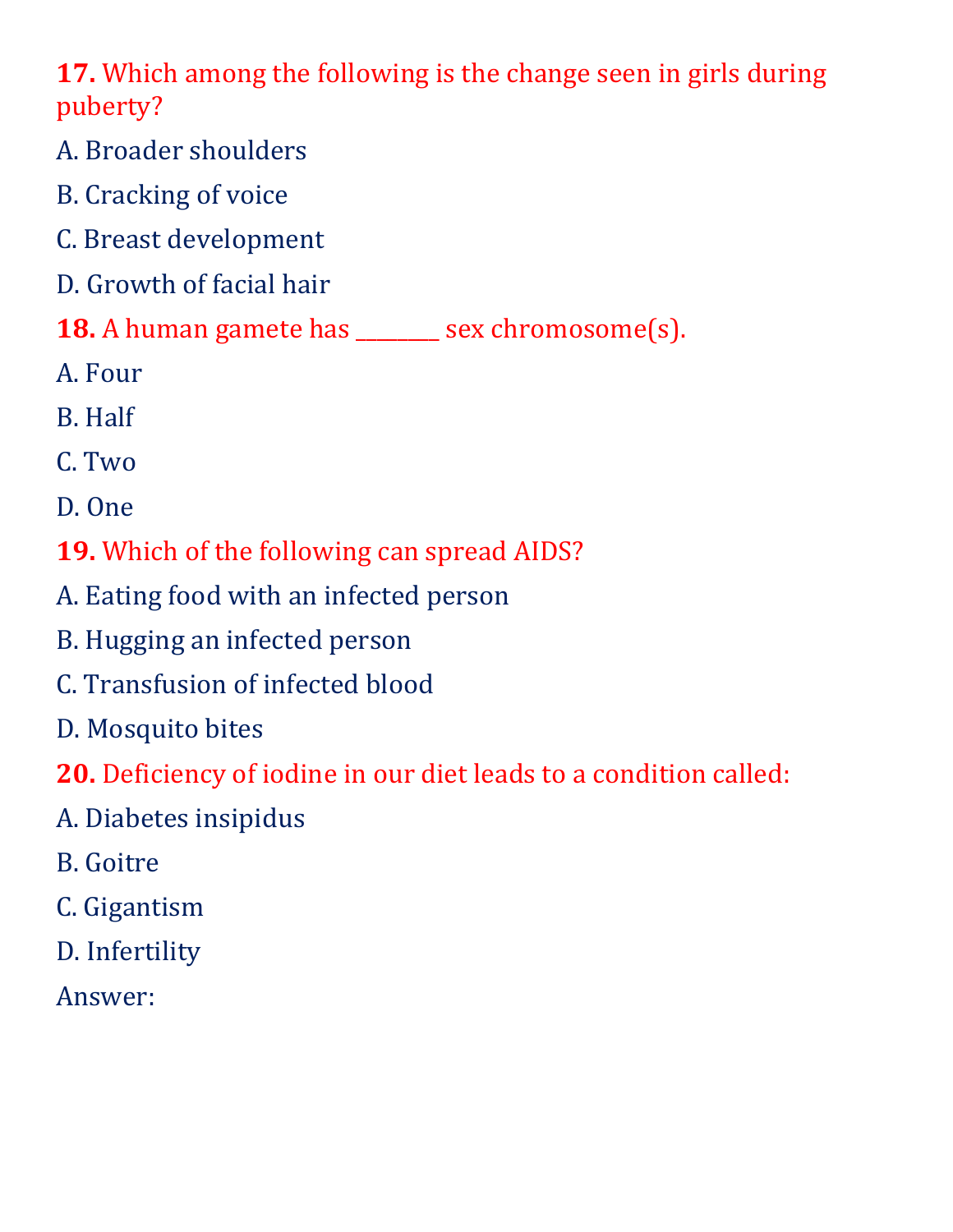**17.** Which among the following is the change seen in girls during puberty?

A. Broader shoulders

B. Cracking of voice

C. Breast development

D. Growth of facial hair

**18.** A human gamete has ________ sex chromosome(s).

A. Four

B. Half

C. Two

D. One

**19.** Which of the following can spread AIDS?

A. Eating food with an infected person

B. Hugging an infected person

C. Transfusion of infected blood

D. Mosquito bites

**20.** Deficiency of iodine in our diet leads to a condition called:

A. Diabetes insipidus

B. Goitre

C. Gigantism

D. Infertility

Answer: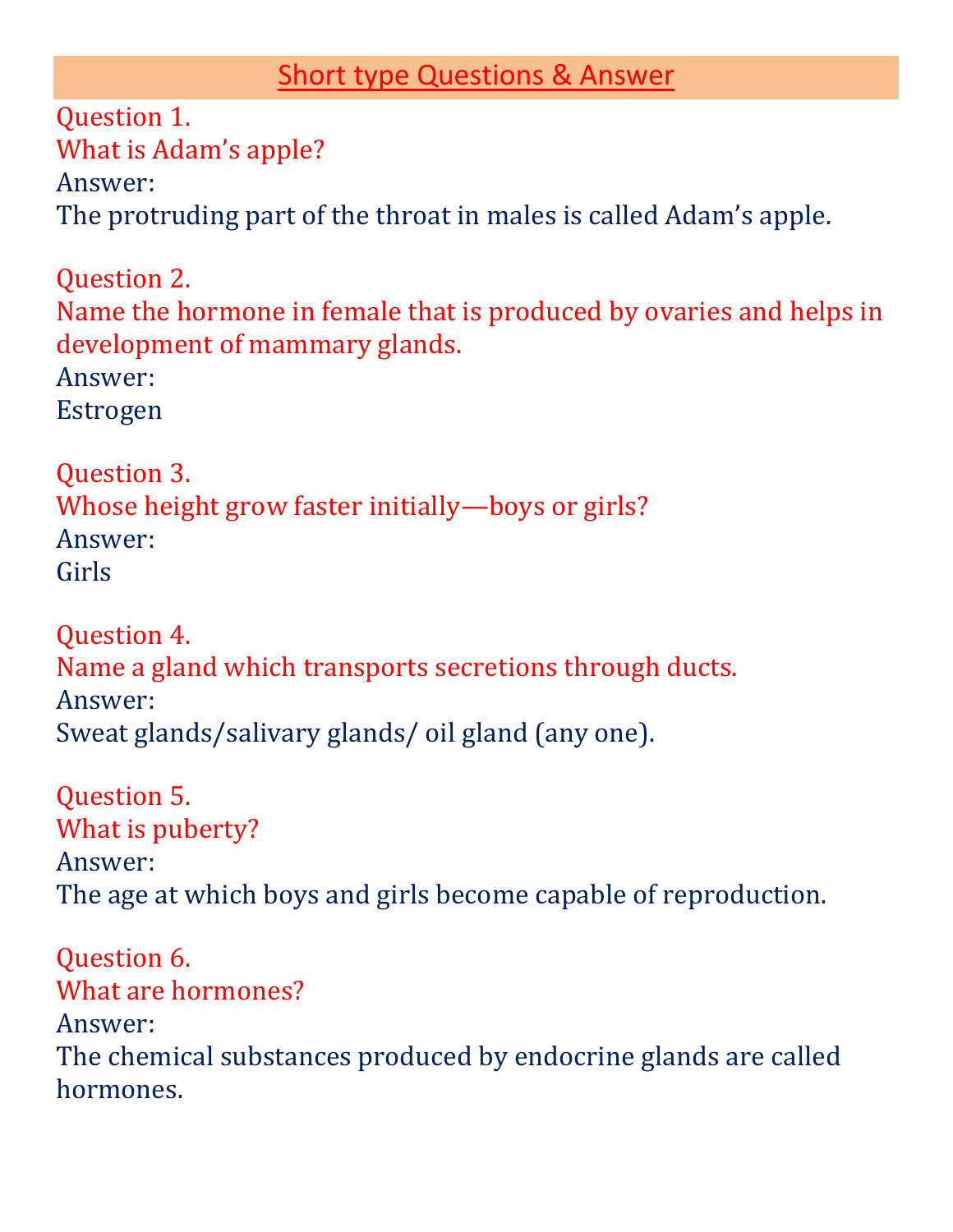## Short type Questions & Answer

**Question 1.**
**What is Adam's apple?**
Answer:
The protruding part of the throat in males is called Adam's apple.

**Question 2.**
**Name the hormone in female that is produced by ovaries and helps in development of mammary glands.**
Answer:
Estrogen

**Question 3.**
**Whose height grow faster initially—boys or girls?**
Answer:
Girls

**Question 4.**
**Name a gland which transports secretions through ducts.**
Answer:
Sweat glands/salivary glands/ oil gland (any one).

**Question 5.**
**What is puberty?**
Answer:
The age at which boys and girls become capable of reproduction.

**Question 6.**
**What are hormones?**
Answer:
The chemical substances produced by endocrine glands are called hormones.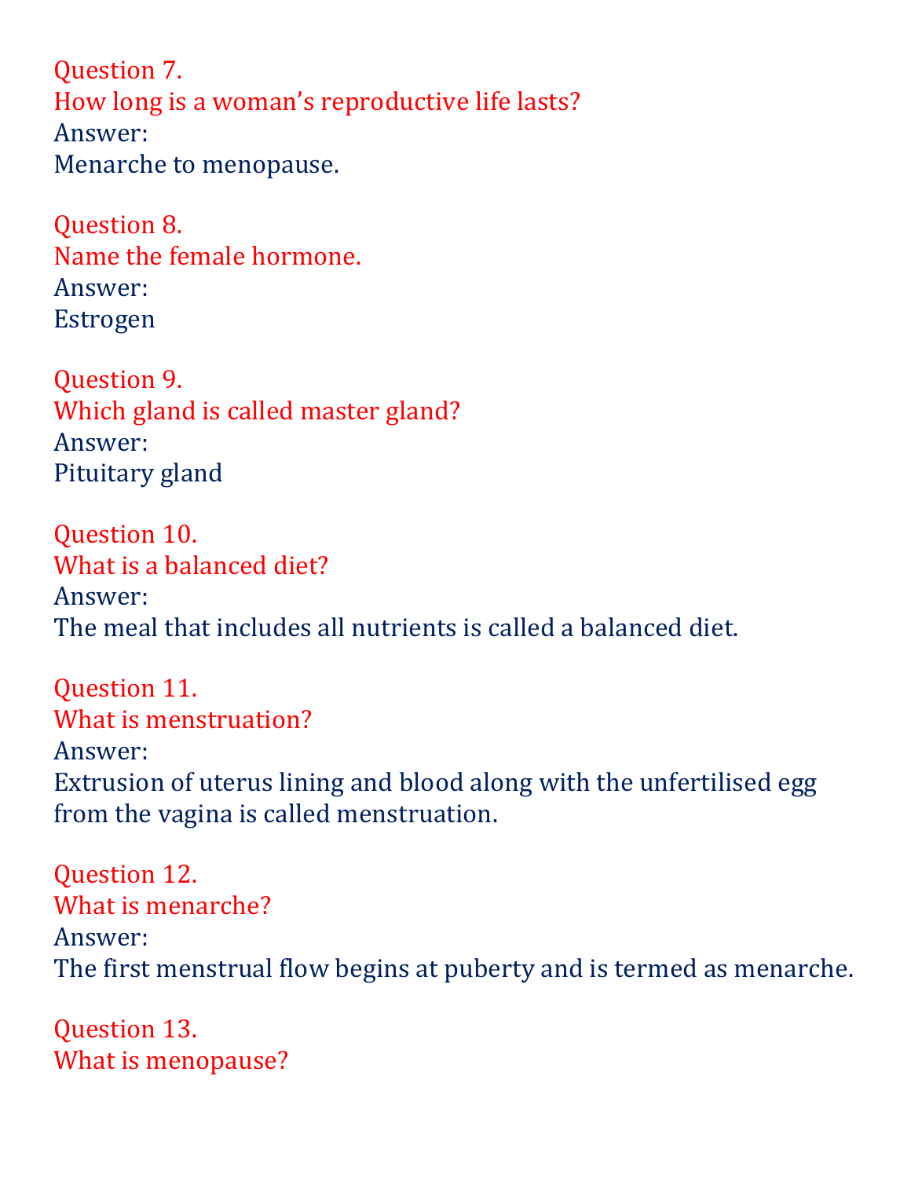Question 7.
How long is a woman's reproductive life lasts?
Answer:
Menarche to menopause.

Question 8.
Name the female hormone.
Answer:
Estrogen

Question 9.
Which gland is called master gland?
Answer:
Pituitary gland

Question 10.
What is a balanced diet?
Answer:
The meal that includes all nutrients is called a balanced diet.

Question 11.
What is menstruation?
Answer:
Extrusion of uterus lining and blood along with the unfertilised egg from the vagina is called menstruation.

Question 12.
What is menarche?
Answer:
The first menstrual flow begins at puberty and is termed as menarche.

Question 13.
What is menopause?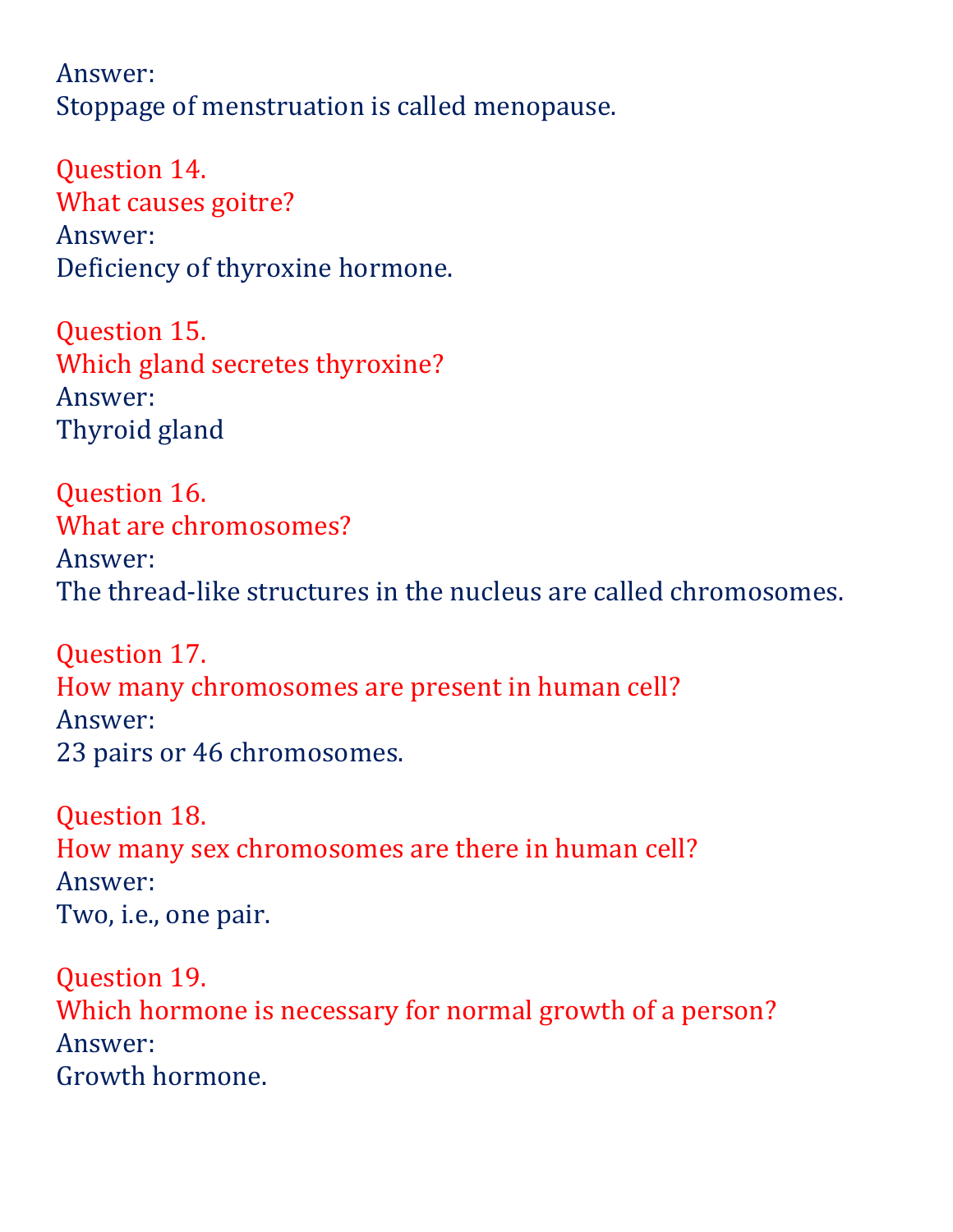Answer:
Stoppage of menstruation is called menopause.

Question 14.
What causes goitre?
Answer:
Deficiency of thyroxine hormone.

Question 15.
Which gland secretes thyroxine?
Answer:
Thyroid gland

Question 16.
What are chromosomes?
Answer:
The thread-like structures in the nucleus are called chromosomes.

Question 17.
How many chromosomes are present in human cell?
Answer:
23 pairs or 46 chromosomes.

Question 18.
How many sex chromosomes are there in human cell?
Answer:
Two, i.e., one pair.

Question 19.
Which hormone is necessary for normal growth of a person?
Answer:
Growth hormone.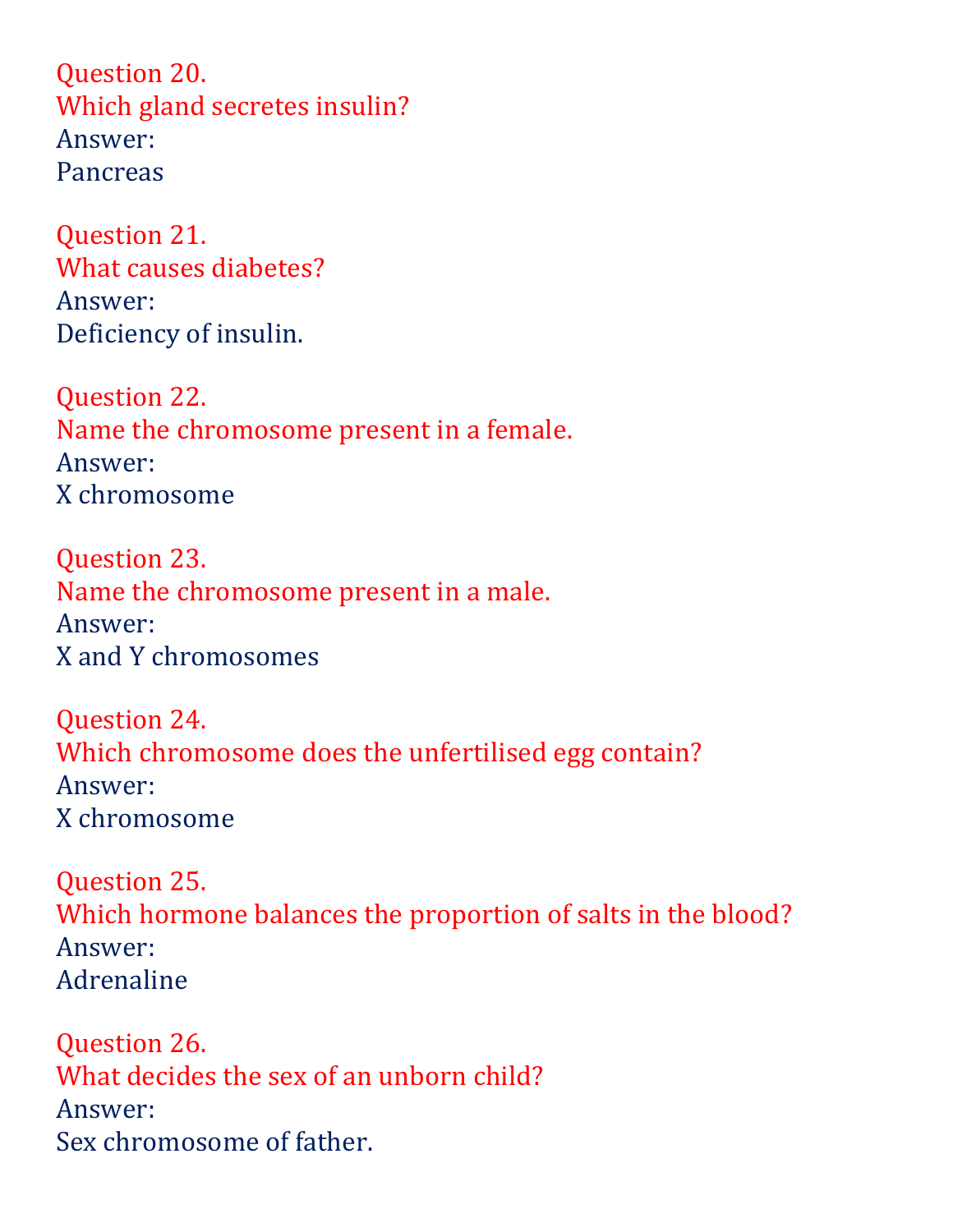Question 20.
Which gland secretes insulin?
Answer:
Pancreas

Question 21.
What causes diabetes?
Answer:
Deficiency of insulin.

Question 22.
Name the chromosome present in a female.
Answer:
X chromosome

Question 23.
Name the chromosome present in a male.
Answer:
X and Y chromosomes

Question 24.
Which chromosome does the unfertilised egg contain?
Answer:
X chromosome

Question 25.
Which hormone balances the proportion of salts in the blood?
Answer:
Adrenaline

Question 26.
What decides the sex of an unborn child?
Answer:
Sex chromosome of father.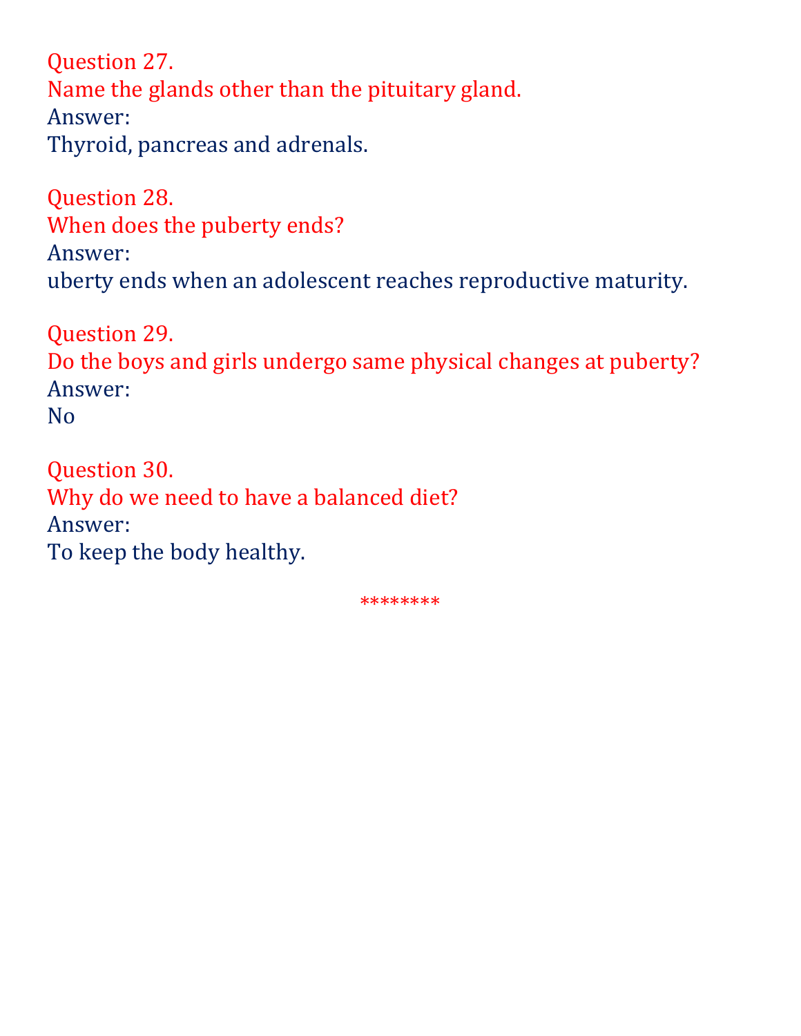Question 27.
Name the glands other than the pituitary gland.
Answer:
Thyroid, pancreas and adrenals.

Question 28.
When does the puberty ends?
Answer:
uberty ends when an adolescent reaches reproductive maturity.

Question 29.
Do the boys and girls undergo same physical changes at puberty?
Answer:
No

Question 30.
Why do we need to have a balanced diet?
Answer:
To keep the body healthy.

********